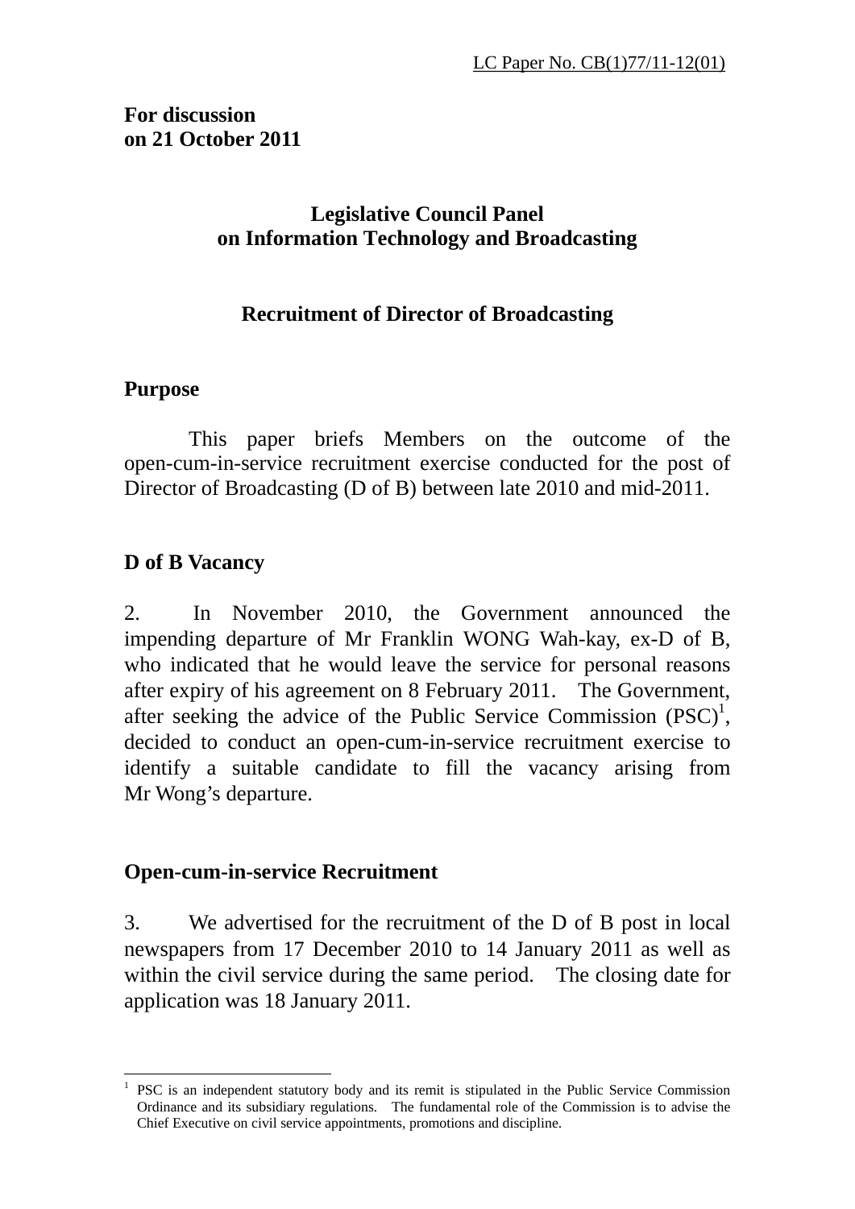LC Paper No. CB(1)77/11-12(01)

**For discussion**
**on 21 October 2011**

## Legislative Council Panel on Information Technology and Broadcasting

## Recruitment of Director of Broadcasting

### Purpose

This paper briefs Members on the outcome of the open-cum-in-service recruitment exercise conducted for the post of Director of Broadcasting (D of B) between late 2010 and mid-2011.

### D of B Vacancy

2. In November 2010, the Government announced the impending departure of Mr Franklin WONG Wah-kay, ex-D of B, who indicated that he would leave the service for personal reasons after expiry of his agreement on 8 February 2011. The Government, after seeking the advice of the Public Service Commission (PSC)[1], decided to conduct an open-cum-in-service recruitment exercise to identify a suitable candidate to fill the vacancy arising from Mr Wong's departure.

### Open-cum-in-service Recruitment

3. We advertised for the recruitment of the D of B post in local newspapers from 17 December 2010 to 14 January 2011 as well as within the civil service during the same period. The closing date for application was 18 January 2011.

[1] PSC is an independent statutory body and its remit is stipulated in the Public Service Commission Ordinance and its subsidiary regulations. The fundamental role of the Commission is to advise the Chief Executive on civil service appointments, promotions and discipline.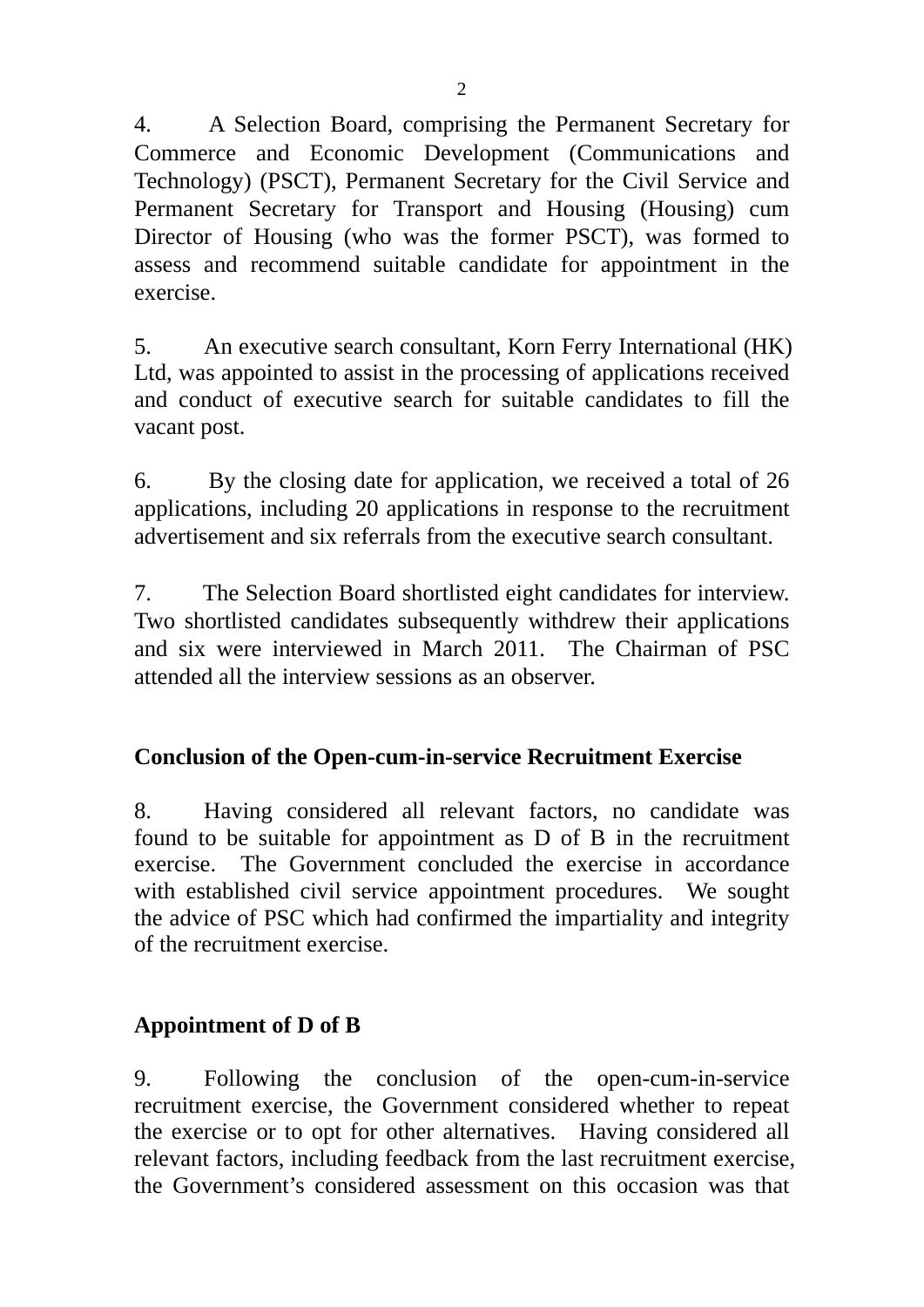4. A Selection Board, comprising the Permanent Secretary for Commerce and Economic Development (Communications and Technology) (PSCT), Permanent Secretary for the Civil Service and Permanent Secretary for Transport and Housing (Housing) cum Director of Housing (who was the former PSCT), was formed to assess and recommend suitable candidate for appointment in the exercise.

5. An executive search consultant, Korn Ferry International (HK) Ltd, was appointed to assist in the processing of applications received and conduct of executive search for suitable candidates to fill the vacant post.

6. By the closing date for application, we received a total of 26 applications, including 20 applications in response to the recruitment advertisement and six referrals from the executive search consultant.

7. The Selection Board shortlisted eight candidates for interview. Two shortlisted candidates subsequently withdrew their applications and six were interviewed in March 2011. The Chairman of PSC attended all the interview sessions as an observer.

**Conclusion of the Open-cum-in-service Recruitment Exercise**

8. Having considered all relevant factors, no candidate was found to be suitable for appointment as D of B in the recruitment exercise. The Government concluded the exercise in accordance with established civil service appointment procedures. We sought the advice of PSC which had confirmed the impartiality and integrity of the recruitment exercise.

**Appointment of D of B**

9. Following the conclusion of the open-cum-in-service recruitment exercise, the Government considered whether to repeat the exercise or to opt for other alternatives. Having considered all relevant factors, including feedback from the last recruitment exercise, the Government's considered assessment on this occasion was that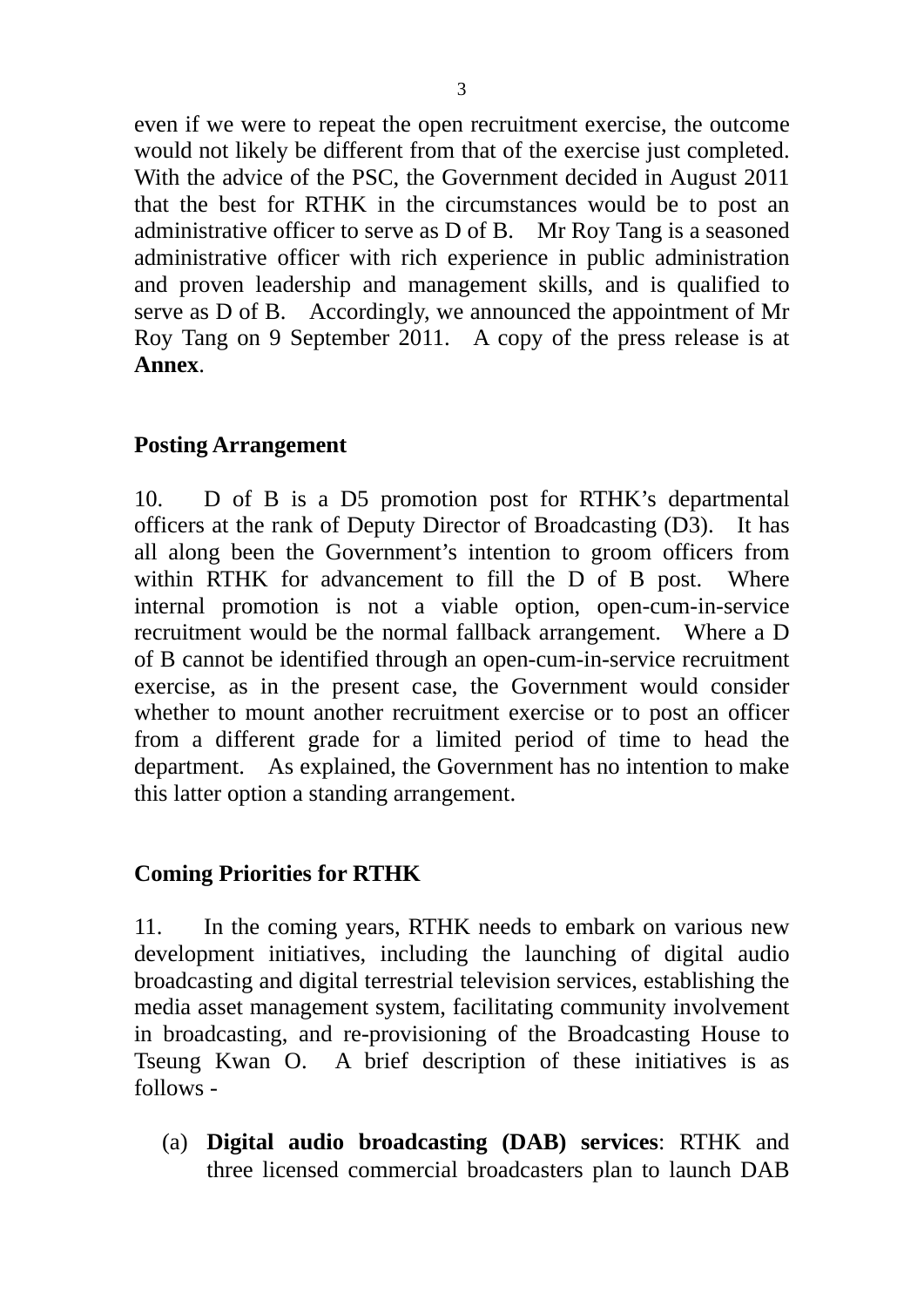even if we were to repeat the open recruitment exercise, the outcome would not likely be different from that of the exercise just completed. With the advice of the PSC, the Government decided in August 2011 that the best for RTHK in the circumstances would be to post an administrative officer to serve as D of B. Mr Roy Tang is a seasoned administrative officer with rich experience in public administration and proven leadership and management skills, and is qualified to serve as D of B. Accordingly, we announced the appointment of Mr Roy Tang on 9 September 2011. A copy of the press release is at **Annex**.

**Posting Arrangement**

10. D of B is a D5 promotion post for RTHK's departmental officers at the rank of Deputy Director of Broadcasting (D3). It has all along been the Government's intention to groom officers from within RTHK for advancement to fill the D of B post. Where internal promotion is not a viable option, open-cum-in-service recruitment would be the normal fallback arrangement. Where a D of B cannot be identified through an open-cum-in-service recruitment exercise, as in the present case, the Government would consider whether to mount another recruitment exercise or to post an officer from a different grade for a limited period of time to head the department. As explained, the Government has no intention to make this latter option a standing arrangement.

**Coming Priorities for RTHK**

11. In the coming years, RTHK needs to embark on various new development initiatives, including the launching of digital audio broadcasting and digital terrestrial television services, establishing the media asset management system, facilitating community involvement in broadcasting, and re-provisioning of the Broadcasting House to Tseung Kwan O. A brief description of these initiatives is as follows -

(a) **Digital audio broadcasting (DAB) services**: RTHK and three licensed commercial broadcasters plan to launch DAB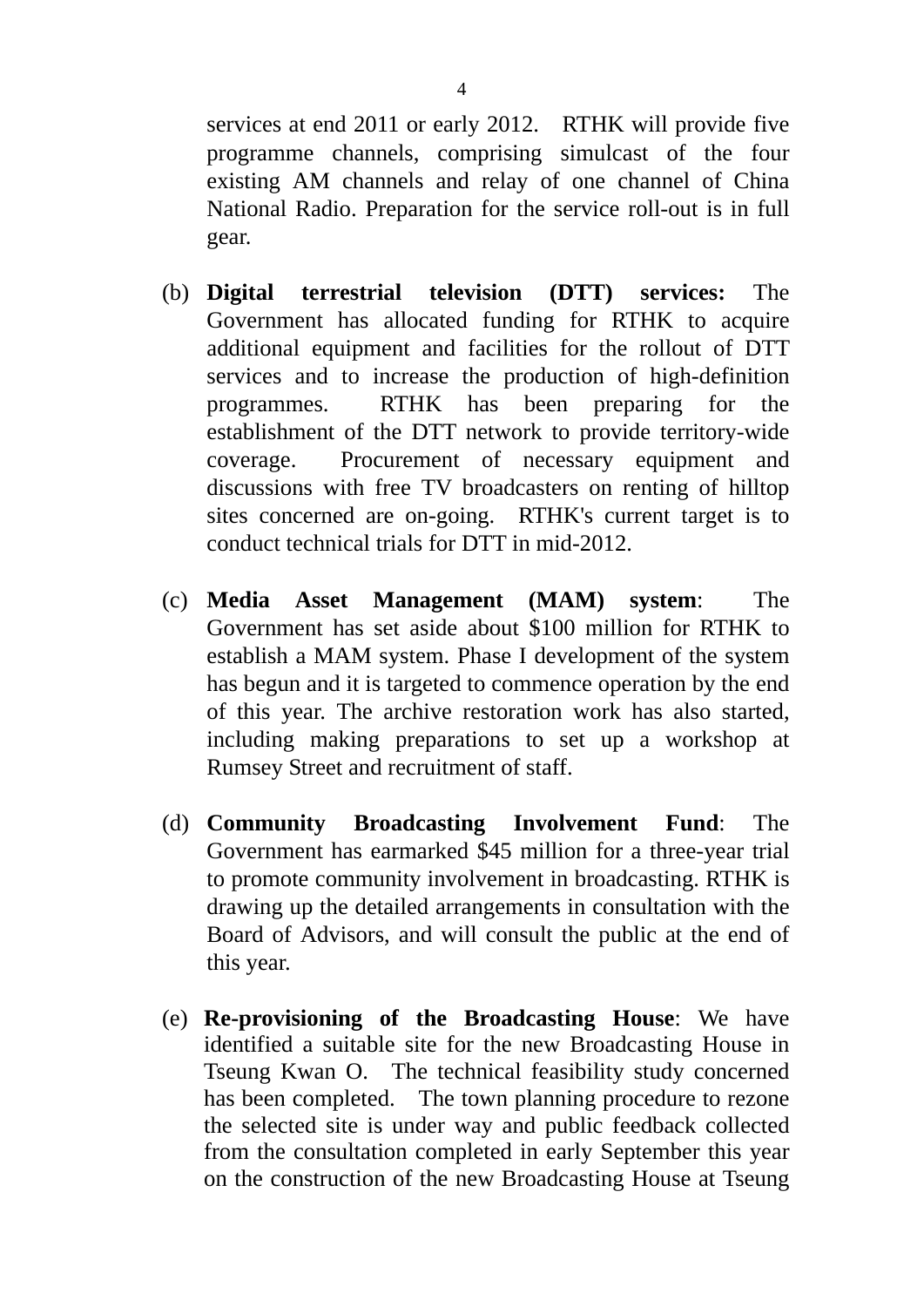services at end 2011 or early 2012. RTHK will provide five programme channels, comprising simulcast of the four existing AM channels and relay of one channel of China National Radio. Preparation for the service roll-out is in full gear.

(b) **Digital terrestrial television (DTT) services:** The Government has allocated funding for RTHK to acquire additional equipment and facilities for the rollout of DTT services and to increase the production of high-definition programmes. RTHK has been preparing for the establishment of the DTT network to provide territory-wide coverage. Procurement of necessary equipment and discussions with free TV broadcasters on renting of hilltop sites concerned are on-going. RTHK's current target is to conduct technical trials for DTT in mid-2012.

(c) **Media Asset Management (MAM) system**: The Government has set aside about $100 million for RTHK to establish a MAM system. Phase I development of the system has begun and it is targeted to commence operation by the end of this year. The archive restoration work has also started, including making preparations to set up a workshop at Rumsey Street and recruitment of staff.

(d) **Community Broadcasting Involvement Fund**: The Government has earmarked $45 million for a three-year trial to promote community involvement in broadcasting. RTHK is drawing up the detailed arrangements in consultation with the Board of Advisors, and will consult the public at the end of this year.

(e) **Re-provisioning of the Broadcasting House**: We have identified a suitable site for the new Broadcasting House in Tseung Kwan O. The technical feasibility study concerned has been completed. The town planning procedure to rezone the selected site is under way and public feedback collected from the consultation completed in early September this year on the construction of the new Broadcasting House at Tseung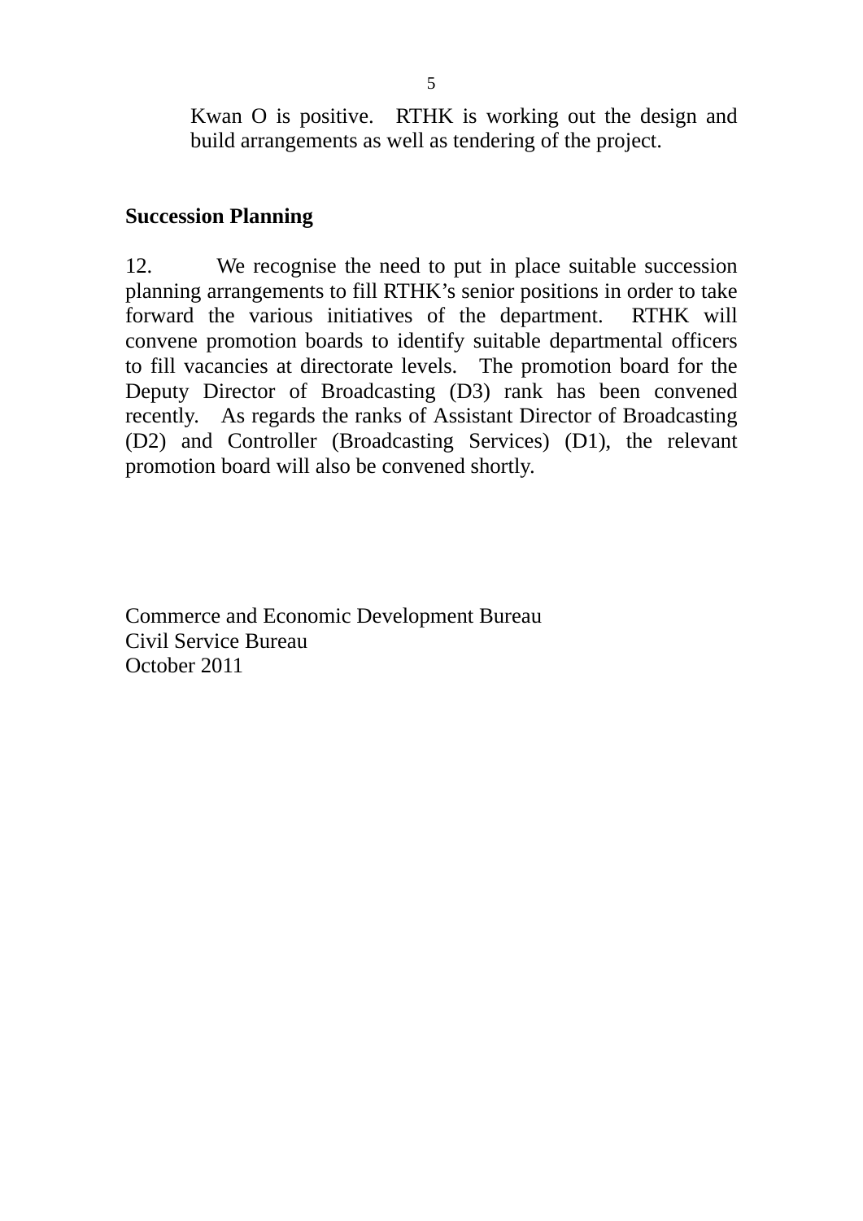Kwan O is positive. RTHK is working out the design and build arrangements as well as tendering of the project.

**Succession Planning**

12. We recognise the need to put in place suitable succession planning arrangements to fill RTHK's senior positions in order to take forward the various initiatives of the department. RTHK will convene promotion boards to identify suitable departmental officers to fill vacancies at directorate levels. The promotion board for the Deputy Director of Broadcasting (D3) rank has been convened recently. As regards the ranks of Assistant Director of Broadcasting (D2) and Controller (Broadcasting Services) (D1), the relevant promotion board will also be convened shortly.

Commerce and Economic Development Bureau
Civil Service Bureau
October 2011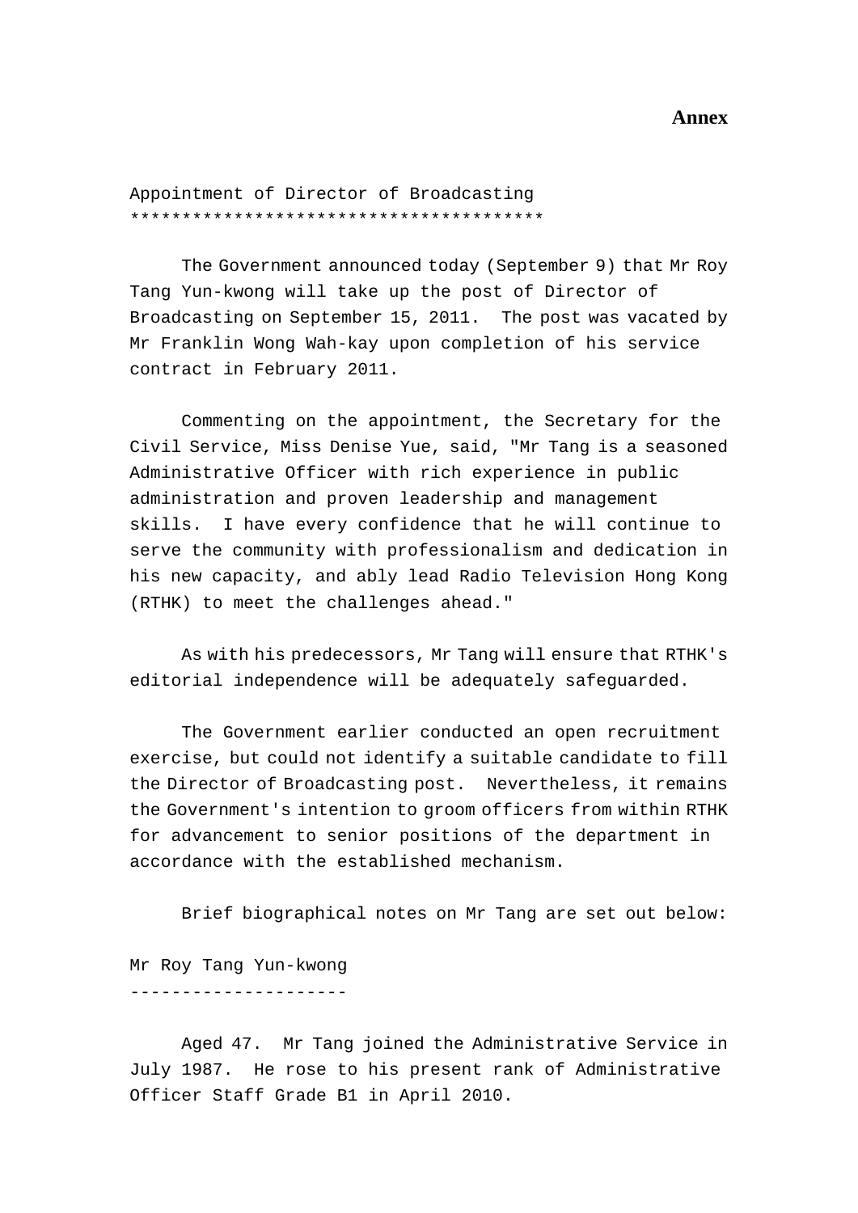**Annex**

Appointment of Director of Broadcasting
****************************************

The Government announced today (September 9) that Mr Roy Tang Yun-kwong will take up the post of Director of Broadcasting on September 15, 2011. The post was vacated by Mr Franklin Wong Wah-kay upon completion of his service contract in February 2011.

Commenting on the appointment, the Secretary for the Civil Service, Miss Denise Yue, said, "Mr Tang is a seasoned Administrative Officer with rich experience in public administration and proven leadership and management skills. I have every confidence that he will continue to serve the community with professionalism and dedication in his new capacity, and ably lead Radio Television Hong Kong (RTHK) to meet the challenges ahead."

As with his predecessors, Mr Tang will ensure that RTHK's editorial independence will be adequately safeguarded.

The Government earlier conducted an open recruitment exercise, but could not identify a suitable candidate to fill the Director of Broadcasting post. Nevertheless, it remains the Government's intention to groom officers from within RTHK for advancement to senior positions of the department in accordance with the established mechanism.

Brief biographical notes on Mr Tang are set out below:

Mr Roy Tang Yun-kwong
---------------------

Aged 47. Mr Tang joined the Administrative Service in July 1987. He rose to his present rank of Administrative Officer Staff Grade B1 in April 2010.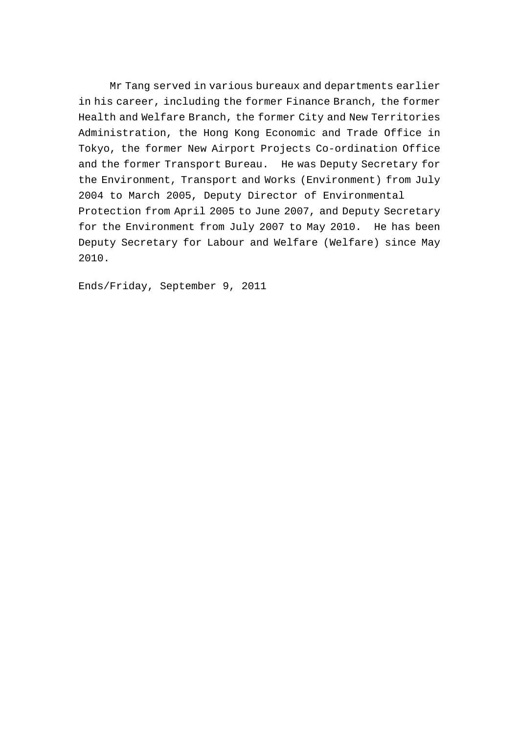Mr Tang served in various bureaux and departments earlier in his career, including the former Finance Branch, the former Health and Welfare Branch, the former City and New Territories Administration, the Hong Kong Economic and Trade Office in Tokyo, the former New Airport Projects Co-ordination Office and the former Transport Bureau. He was Deputy Secretary for the Environment, Transport and Works (Environment) from July 2004 to March 2005, Deputy Director of Environmental Protection from April 2005 to June 2007, and Deputy Secretary for the Environment from July 2007 to May 2010. He has been Deputy Secretary for Labour and Welfare (Welfare) since May 2010.

Ends/Friday, September 9, 2011